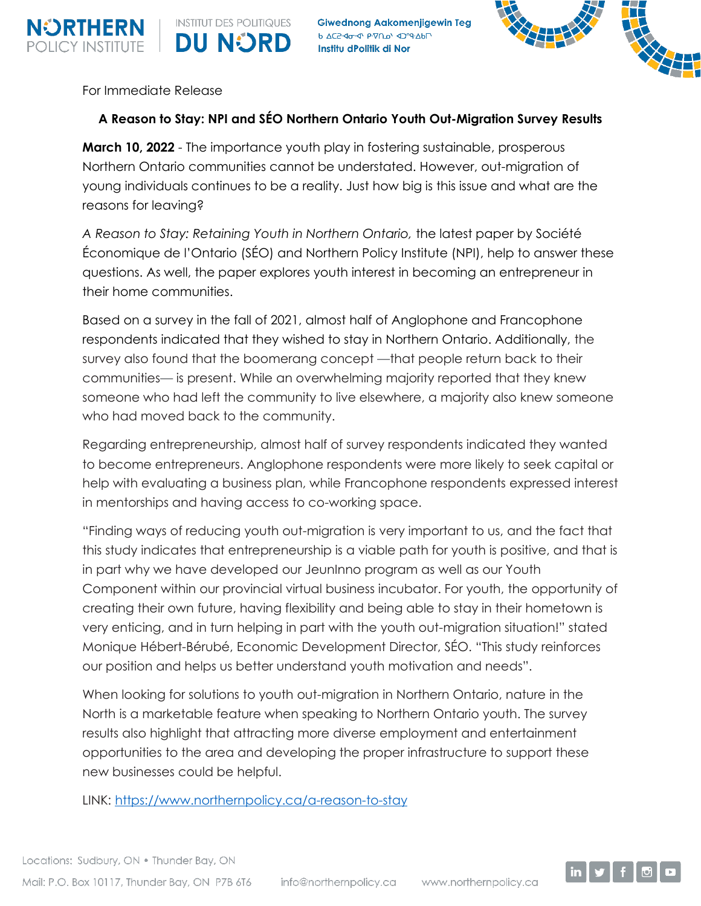For Immediate Release

## A Reason to Stay: NPI and SÉO Northern Ontario Youth Out-Migration Survey Results

**March 10, 2022** - The importance youth play in fostering sustainable, prosperous Northern Ontario communities cannot be understated. However, out-migration of young individuals continues to be a reality. Just how big is this issue and what are the reasons for leaving?

*A Reason to Stay: Retaining Youth in Northern Ontario,* the latest paper by Société Économique de l'Ontario (SÉO) and Northern Policy Institute (NPI), help to answer these questions. As well, the paper explores youth interest in becoming an entrepreneur in their home communities.

Based on a survey in the fall of 2021, almost half of Anglophone and Francophone respondents indicated that they wished to stay in Northern Ontario. Additionally, the survey also found that the boomerang concept —that people return back to their communities— is present. While an overwhelming majority reported that they knew someone who had left the community to live elsewhere, a majority also knew someone who had moved back to the community.

Regarding entrepreneurship, almost half of survey respondents indicated they wanted to become entrepreneurs. Anglophone respondents were more likely to seek capital or help with evaluating a business plan, while Francophone respondents expressed interest in mentorships and having access to co-working space.

"Finding ways of reducing youth out-migration is very important to us, and the fact that this study indicates that entrepreneurship is a viable path for youth is positive, and that is in part why we have developed our JeunInno program as well as our Youth Component within our provincial virtual business incubator. For youth, the opportunity of creating their own future, having flexibility and being able to stay in their hometown is very enticing, and in turn helping in part with the youth out-migration situation!" stated Monique Hébert-Bérubé, Economic Development Director, SÉO. "This study reinforces our position and helps us better understand youth motivation and needs".

When looking for solutions to youth out-migration in Northern Ontario, nature in the North is a marketable feature when speaking to Northern Ontario youth. The survey results also highlight that attracting more diverse employment and entertainment opportunities to the area and developing the proper infrastructure to support these new businesses could be helpful.

LINK: [https://www.northernpolicy.ca/a-reason-to-stay](https://www.northernpolicy.ca/a-reason-to-stay)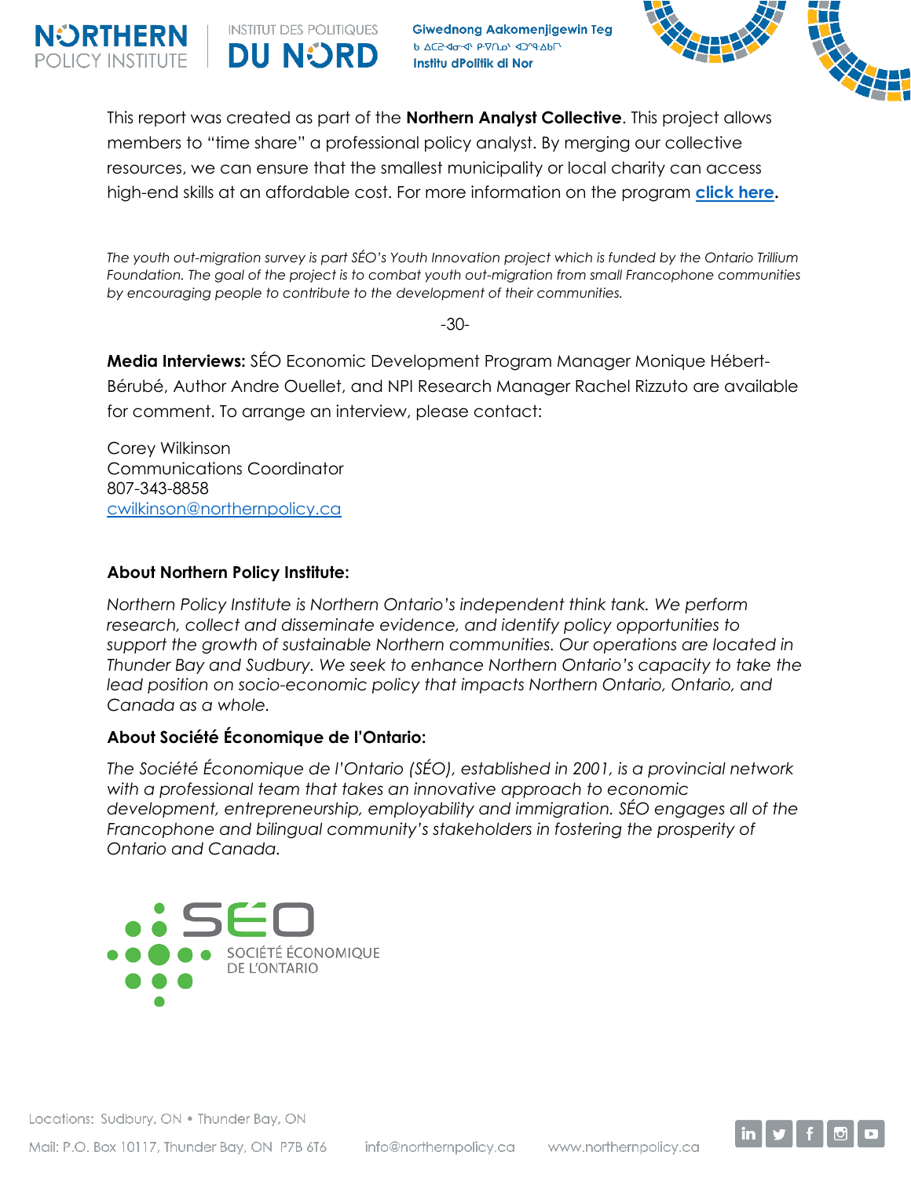This report was created as part of the **Northern Analyst Collective**. This project allows members to "time share" a professional policy analyst. By merging our collective resources, we can ensure that the smallest municipality or local charity can access high-end skills at an affordable cost. For more information on the program **click here**.

*The youth out-migration survey is part SÉO's Youth Innovation project which is funded by the Ontario Trillium Foundation. The goal of the project is to combat youth out-migration from small Francophone communities by encouraging people to contribute to the development of their communities.*

-30-

**Media Interviews:** SÉO Economic Development Program Manager Monique Hébert-Bérubé, Author Andre Ouellet, and NPI Research Manager Rachel Rizzuto are available for comment. To arrange an interview, please contact:

Corey Wilkinson
Communications Coordinator
807-343-8858
cwilkinson@northernpolicy.ca

**About Northern Policy Institute:**

*Northern Policy Institute is Northern Ontario's independent think tank. We perform research, collect and disseminate evidence, and identify policy opportunities to support the growth of sustainable Northern communities. Our operations are located in Thunder Bay and Sudbury. We seek to enhance Northern Ontario's capacity to take the lead position on socio-economic policy that impacts Northern Ontario, Ontario, and Canada as a whole.*

**About Société Économique de l'Ontario:**

*The Société Économique de l'Ontario (SÉO), established in 2001, is a provincial network with a professional team that takes an innovative approach to economic development, entrepreneurship, employability and immigration. SÉO engages all of the Francophone and bilingual community's stakeholders in fostering the prosperity of Ontario and Canada.*

SÉO
SOCIÉTÉ ÉCONOMIQUE DE L'ONTARIO